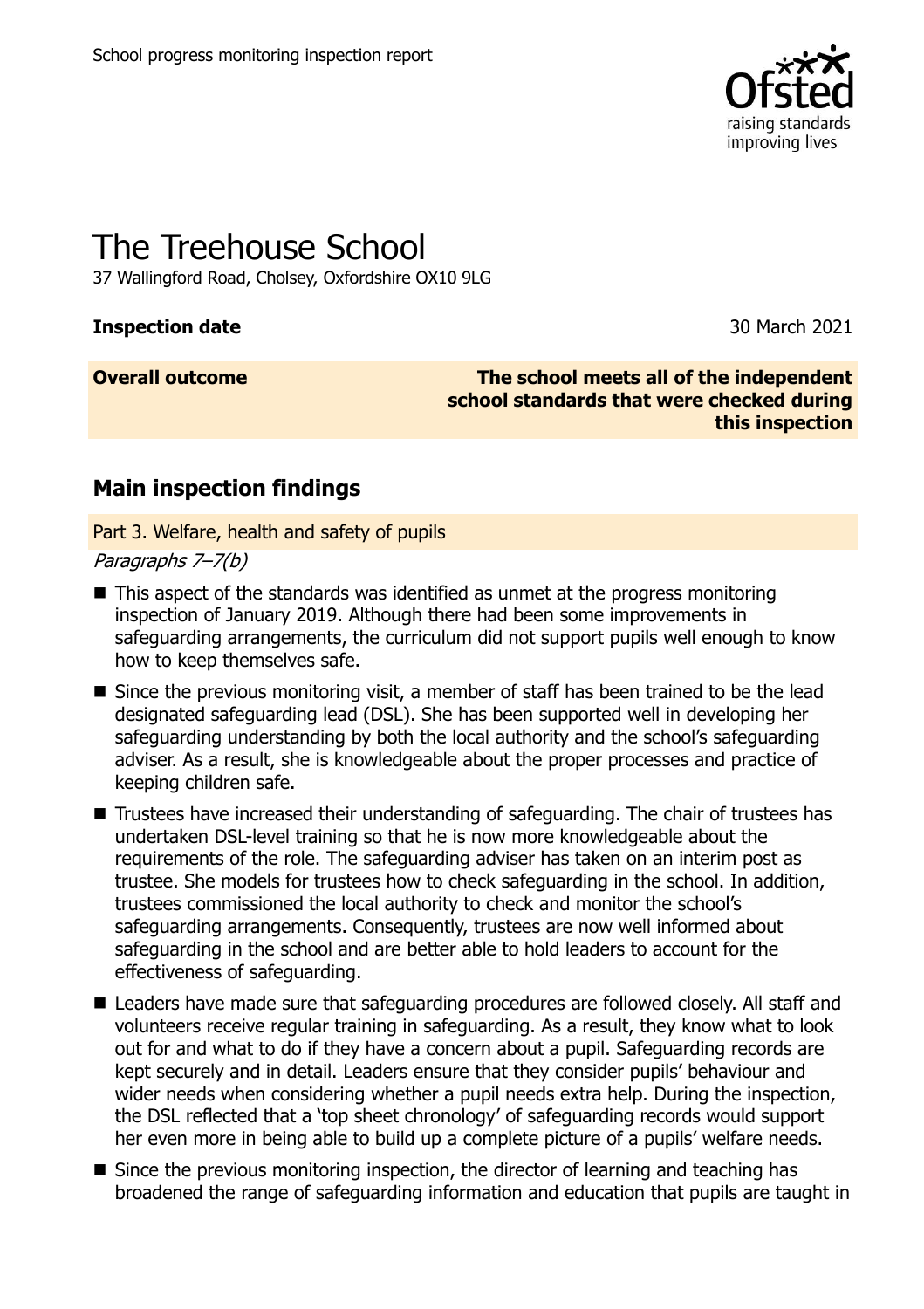School progress monitoring inspection report

# The Treehouse School

37 Wallingford Road, Cholsey, Oxfordshire OX10 9LG

**Inspection date** 30 March 2021

**Overall outcome** **The school meets all of the independent school standards that were checked during this inspection**

## Main inspection findings

Part 3. Welfare, health and safety of pupils

*Paragraphs 7–7(b)*

- This aspect of the standards was identified as unmet at the progress monitoring inspection of January 2019. Although there had been some improvements in safeguarding arrangements, the curriculum did not support pupils well enough to know how to keep themselves safe.
- Since the previous monitoring visit, a member of staff has been trained to be the lead designated safeguarding lead (DSL). She has been supported well in developing her safeguarding understanding by both the local authority and the school's safeguarding adviser. As a result, she is knowledgeable about the proper processes and practice of keeping children safe.
- Trustees have increased their understanding of safeguarding. The chair of trustees has undertaken DSL-level training so that he is now more knowledgeable about the requirements of the role. The safeguarding adviser has taken on an interim post as trustee. She models for trustees how to check safeguarding in the school. In addition, trustees commissioned the local authority to check and monitor the school's safeguarding arrangements. Consequently, trustees are now well informed about safeguarding in the school and are better able to hold leaders to account for the effectiveness of safeguarding.
- Leaders have made sure that safeguarding procedures are followed closely. All staff and volunteers receive regular training in safeguarding. As a result, they know what to look out for and what to do if they have a concern about a pupil. Safeguarding records are kept securely and in detail. Leaders ensure that they consider pupils' behaviour and wider needs when considering whether a pupil needs extra help. During the inspection, the DSL reflected that a 'top sheet chronology' of safeguarding records would support her even more in being able to build up a complete picture of a pupils' welfare needs.
- Since the previous monitoring inspection, the director of learning and teaching has broadened the range of safeguarding information and education that pupils are taught in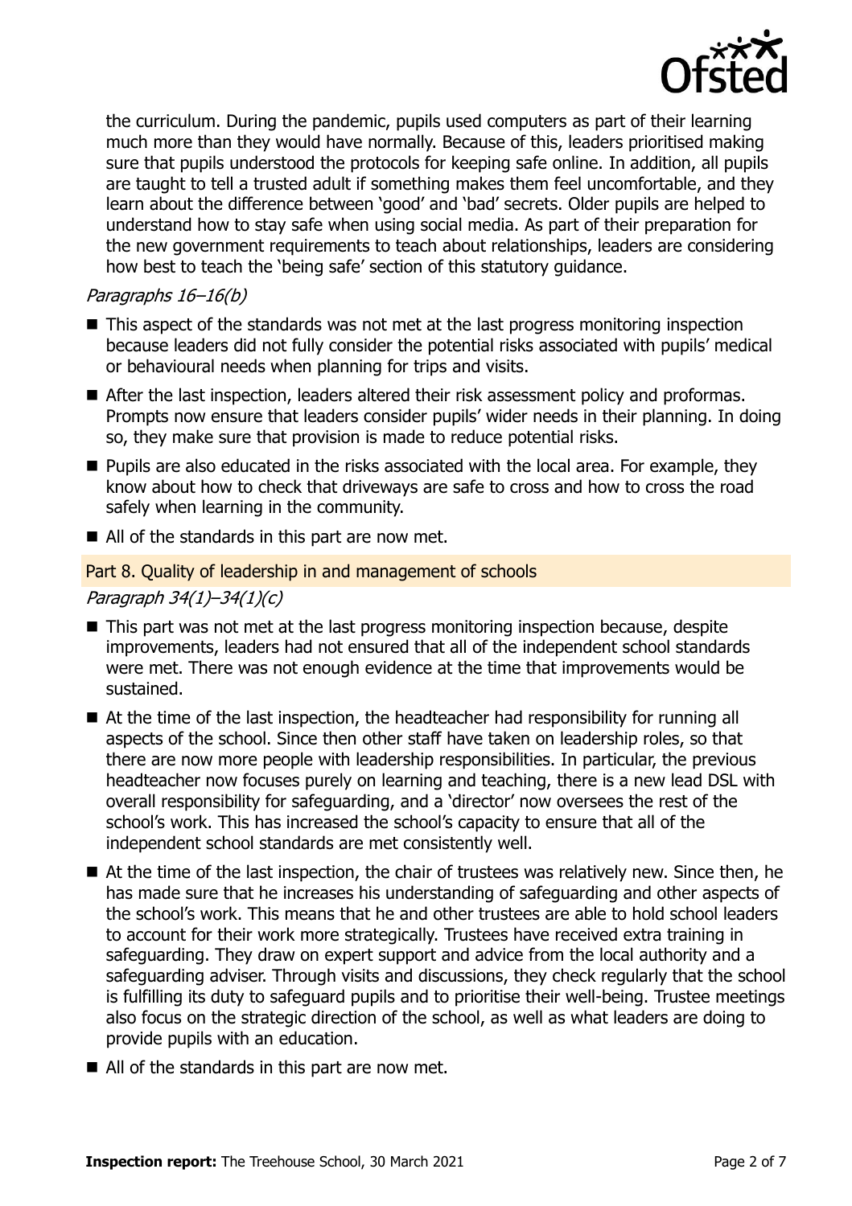the curriculum. During the pandemic, pupils used computers as part of their learning much more than they would have normally. Because of this, leaders prioritised making sure that pupils understood the protocols for keeping safe online. In addition, all pupils are taught to tell a trusted adult if something makes them feel uncomfortable, and they learn about the difference between 'good' and 'bad' secrets. Older pupils are helped to understand how to stay safe when using social media. As part of their preparation for the new government requirements to teach about relationships, leaders are considering how best to teach the 'being safe' section of this statutory guidance.

*Paragraphs 16–16(b)*

- This aspect of the standards was not met at the last progress monitoring inspection because leaders did not fully consider the potential risks associated with pupils' medical or behavioural needs when planning for trips and visits.
- After the last inspection, leaders altered their risk assessment policy and proformas. Prompts now ensure that leaders consider pupils' wider needs in their planning. In doing so, they make sure that provision is made to reduce potential risks.
- Pupils are also educated in the risks associated with the local area. For example, they know about how to check that driveways are safe to cross and how to cross the road safely when learning in the community.
- All of the standards in this part are now met.

## Part 8. Quality of leadership in and management of schools

*Paragraph 34(1)–34(1)(c)*

- This part was not met at the last progress monitoring inspection because, despite improvements, leaders had not ensured that all of the independent school standards were met. There was not enough evidence at the time that improvements would be sustained.
- At the time of the last inspection, the headteacher had responsibility for running all aspects of the school. Since then other staff have taken on leadership roles, so that there are now more people with leadership responsibilities. In particular, the previous headteacher now focuses purely on learning and teaching, there is a new lead DSL with overall responsibility for safeguarding, and a 'director' now oversees the rest of the school's work. This has increased the school's capacity to ensure that all of the independent school standards are met consistently well.
- At the time of the last inspection, the chair of trustees was relatively new. Since then, he has made sure that he increases his understanding of safeguarding and other aspects of the school's work. This means that he and other trustees are able to hold school leaders to account for their work more strategically. Trustees have received extra training in safeguarding. They draw on expert support and advice from the local authority and a safeguarding adviser. Through visits and discussions, they check regularly that the school is fulfilling its duty to safeguard pupils and to prioritise their well-being. Trustee meetings also focus on the strategic direction of the school, as well as what leaders are doing to provide pupils with an education.
- All of the standards in this part are now met.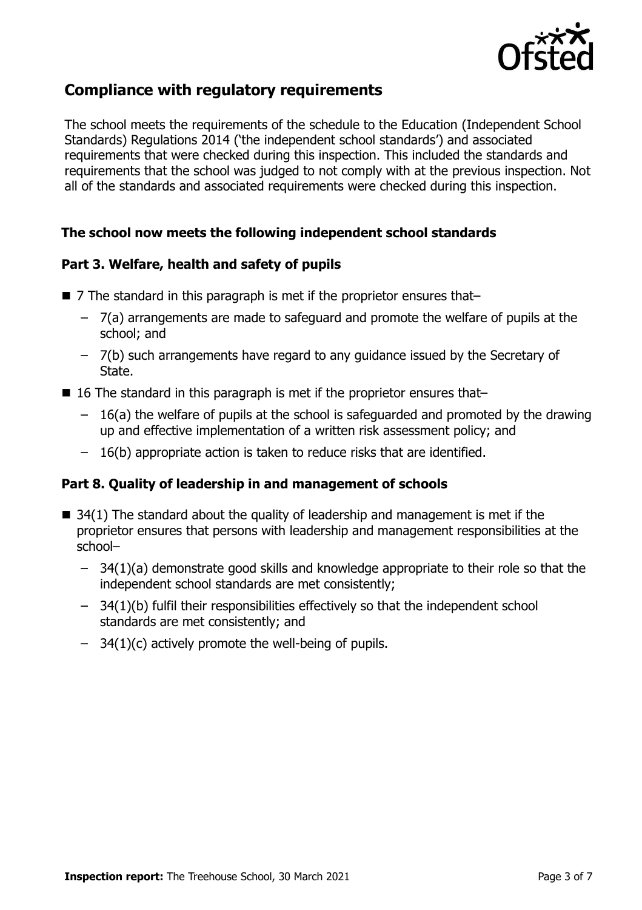## Compliance with regulatory requirements

The school meets the requirements of the schedule to the Education (Independent School Standards) Regulations 2014 ('the independent school standards') and associated requirements that were checked during this inspection. This included the standards and requirements that the school was judged to not comply with at the previous inspection. Not all of the standards and associated requirements were checked during this inspection.

### The school now meets the following independent school standards

### Part 3. Welfare, health and safety of pupils

- 7 The standard in this paragraph is met if the proprietor ensures that–
  - 7(a) arrangements are made to safeguard and promote the welfare of pupils at the school; and
  - 7(b) such arrangements have regard to any guidance issued by the Secretary of State.
- 16 The standard in this paragraph is met if the proprietor ensures that–
  - 16(a) the welfare of pupils at the school is safeguarded and promoted by the drawing up and effective implementation of a written risk assessment policy; and
  - 16(b) appropriate action is taken to reduce risks that are identified.

### Part 8. Quality of leadership in and management of schools

- 34(1) The standard about the quality of leadership and management is met if the proprietor ensures that persons with leadership and management responsibilities at the school–
  - 34(1)(a) demonstrate good skills and knowledge appropriate to their role so that the independent school standards are met consistently;
  - 34(1)(b) fulfil their responsibilities effectively so that the independent school standards are met consistently; and
  - 34(1)(c) actively promote the well-being of pupils.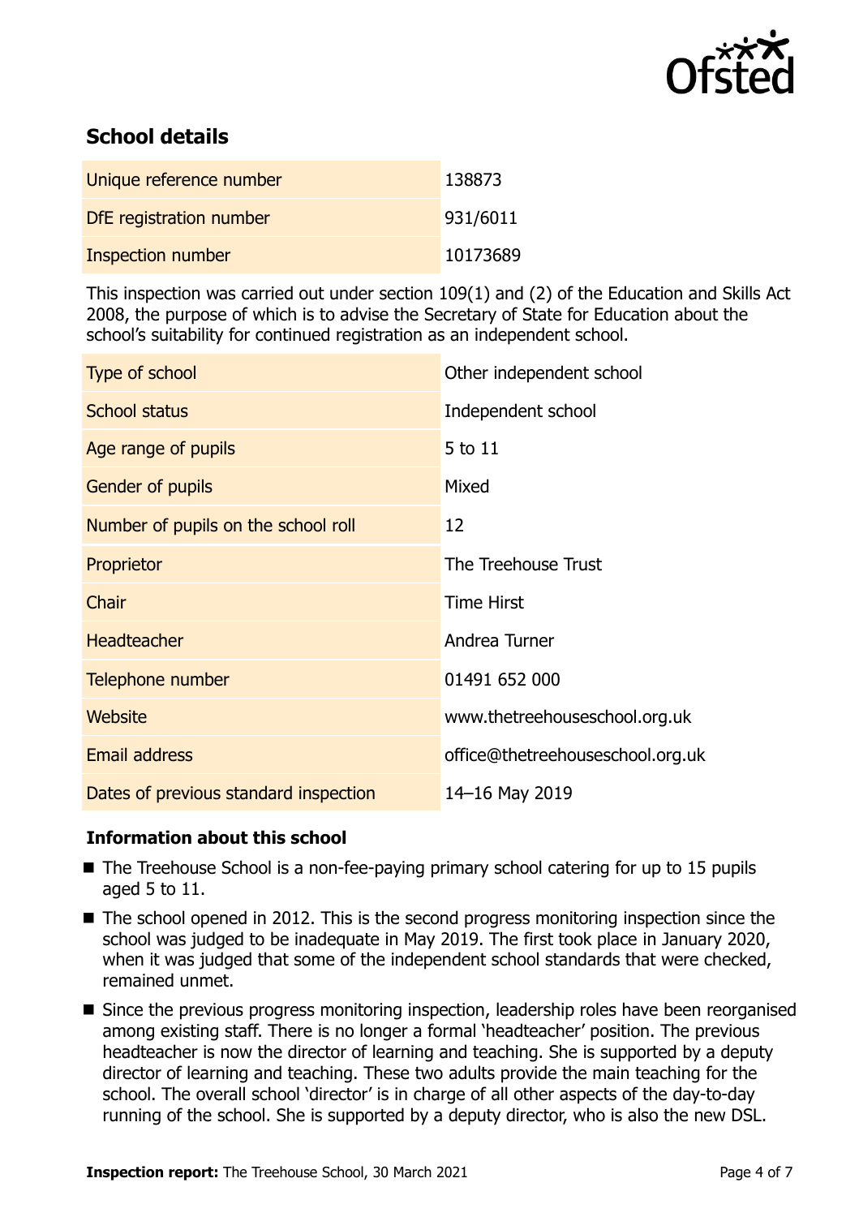## School details

| Unique reference number | 138873 |
| --- | --- |
| DfE registration number | 931/6011 |
| Inspection number | 10173689 |

This inspection was carried out under section 109(1) and (2) of the Education and Skills Act 2008, the purpose of which is to advise the Secretary of State for Education about the school's suitability for continued registration as an independent school.

| Type of school | Other independent school |
| --- | --- |
| School status | Independent school |
| Age range of pupils | 5 to 11 |
| Gender of pupils | Mixed |
| Number of pupils on the school roll | 12 |
| Proprietor | The Treehouse Trust |
| Chair | Time Hirst |
| Headteacher | Andrea Turner |
| Telephone number | 01491 652 000 |
| Website | www.thetreehouseschool.org.uk |
| Email address | office@thetreehouseschool.org.uk |
| Dates of previous standard inspection | 14–16 May 2019 |

### Information about this school

- The Treehouse School is a non-fee-paying primary school catering for up to 15 pupils aged 5 to 11.
- The school opened in 2012. This is the second progress monitoring inspection since the school was judged to be inadequate in May 2019. The first took place in January 2020, when it was judged that some of the independent school standards that were checked, remained unmet.
- Since the previous progress monitoring inspection, leadership roles have been reorganised among existing staff. There is no longer a formal 'headteacher' position. The previous headteacher is now the director of learning and teaching. She is supported by a deputy director of learning and teaching. These two adults provide the main teaching for the school. The overall school 'director' is in charge of all other aspects of the day-to-day running of the school. She is supported by a deputy director, who is also the new DSL.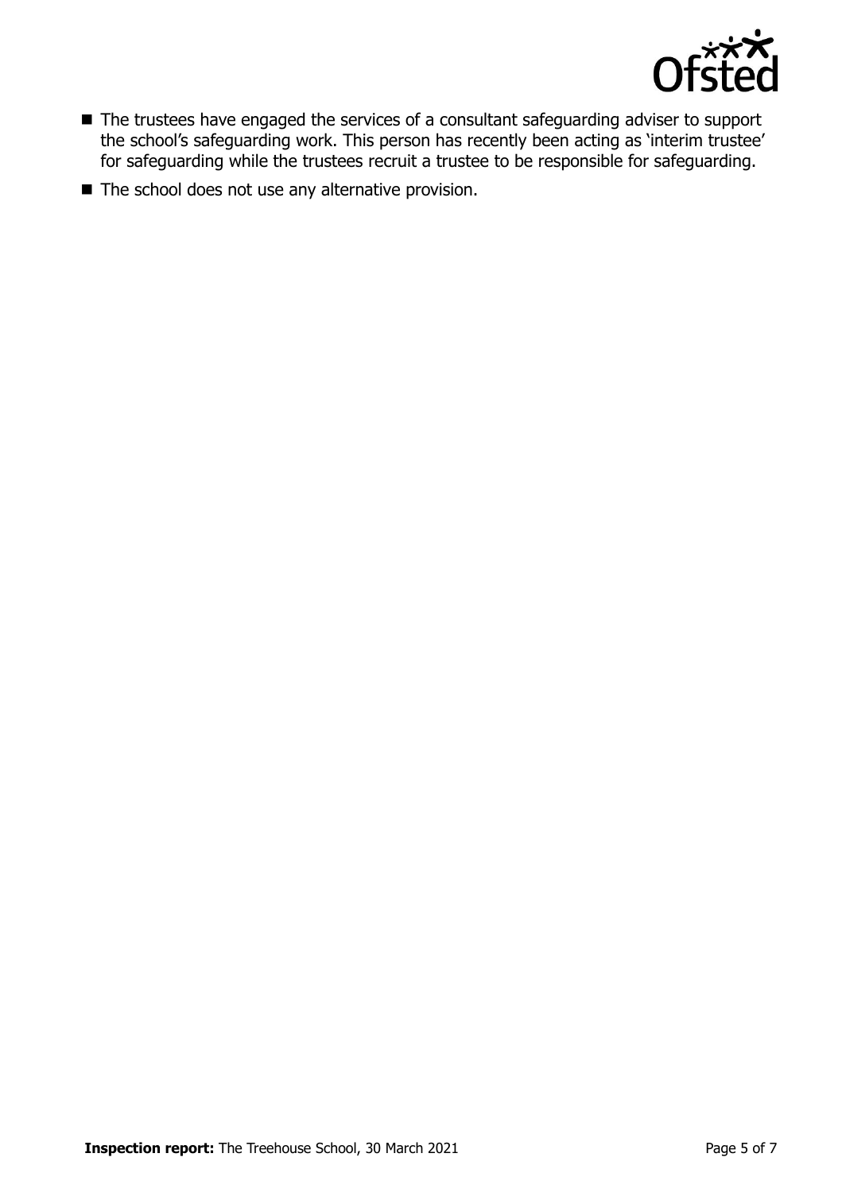- The trustees have engaged the services of a consultant safeguarding adviser to support the school's safeguarding work. This person has recently been acting as 'interim trustee' for safeguarding while the trustees recruit a trustee to be responsible for safeguarding.
- The school does not use any alternative provision.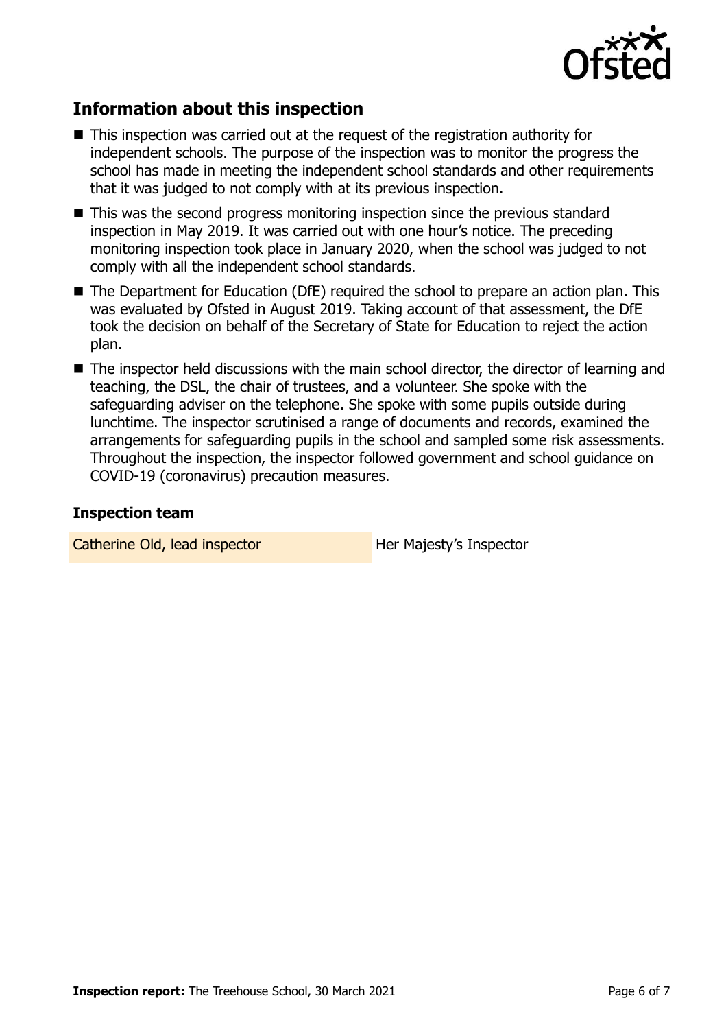## Information about this inspection

- This inspection was carried out at the request of the registration authority for independent schools. The purpose of the inspection was to monitor the progress the school has made in meeting the independent school standards and other requirements that it was judged to not comply with at its previous inspection.
- This was the second progress monitoring inspection since the previous standard inspection in May 2019. It was carried out with one hour's notice. The preceding monitoring inspection took place in January 2020, when the school was judged to not comply with all the independent school standards.
- The Department for Education (DfE) required the school to prepare an action plan. This was evaluated by Ofsted in August 2019. Taking account of that assessment, the DfE took the decision on behalf of the Secretary of State for Education to reject the action plan.
- The inspector held discussions with the main school director, the director of learning and teaching, the DSL, the chair of trustees, and a volunteer. She spoke with the safeguarding adviser on the telephone. She spoke with some pupils outside during lunchtime. The inspector scrutinised a range of documents and records, examined the arrangements for safeguarding pupils in the school and sampled some risk assessments. Throughout the inspection, the inspector followed government and school guidance on COVID-19 (coronavirus) precaution measures.

### Inspection team

| | |
|---|---|
| Catherine Old, lead inspector | Her Majesty's Inspector |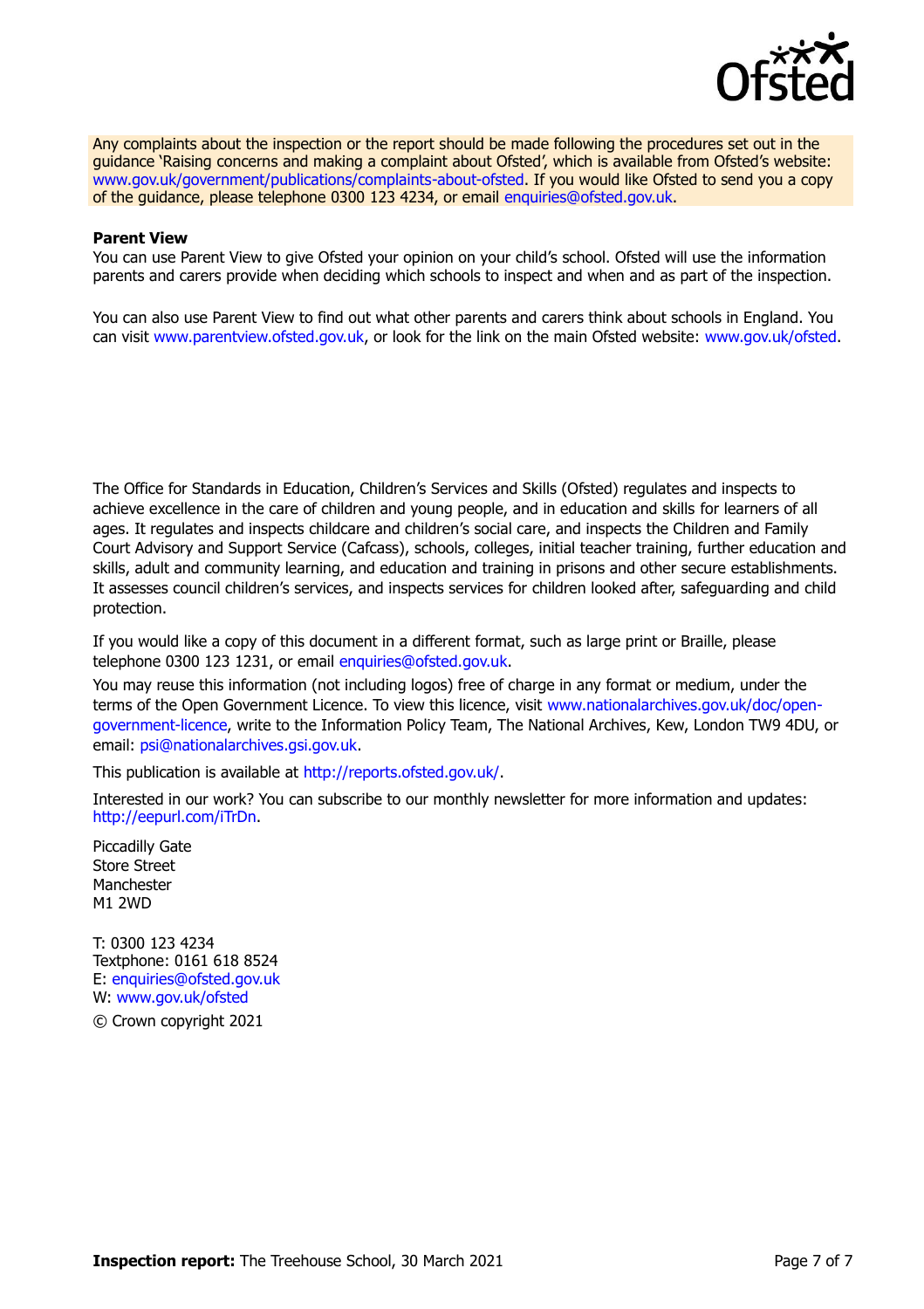Any complaints about the inspection or the report should be made following the procedures set out in the guidance 'Raising concerns and making a complaint about Ofsted', which is available from Ofsted's website: www.gov.uk/government/publications/complaints-about-ofsted. If you would like Ofsted to send you a copy of the guidance, please telephone 0300 123 4234, or email enquiries@ofsted.gov.uk.

**Parent View**

You can use Parent View to give Ofsted your opinion on your child's school. Ofsted will use the information parents and carers provide when deciding which schools to inspect and when and as part of the inspection.

You can also use Parent View to find out what other parents and carers think about schools in England. You can visit www.parentview.ofsted.gov.uk, or look for the link on the main Ofsted website: www.gov.uk/ofsted.

The Office for Standards in Education, Children's Services and Skills (Ofsted) regulates and inspects to achieve excellence in the care of children and young people, and in education and skills for learners of all ages. It regulates and inspects childcare and children's social care, and inspects the Children and Family Court Advisory and Support Service (Cafcass), schools, colleges, initial teacher training, further education and skills, adult and community learning, and education and training in prisons and other secure establishments. It assesses council children's services, and inspects services for children looked after, safeguarding and child protection.

If you would like a copy of this document in a different format, such as large print or Braille, please telephone 0300 123 1231, or email enquiries@ofsted.gov.uk.

You may reuse this information (not including logos) free of charge in any format or medium, under the terms of the Open Government Licence. To view this licence, visit www.nationalarchives.gov.uk/doc/open-government-licence, write to the Information Policy Team, The National Archives, Kew, London TW9 4DU, or email: psi@nationalarchives.gsi.gov.uk.

This publication is available at http://reports.ofsted.gov.uk/.

Interested in our work? You can subscribe to our monthly newsletter for more information and updates: http://eepurl.com/iTrDn.

Piccadilly Gate
Store Street
Manchester
M1 2WD

T: 0300 123 4234
Textphone: 0161 618 8524
E: enquiries@ofsted.gov.uk
W: www.gov.uk/ofsted

© Crown copyright 2021